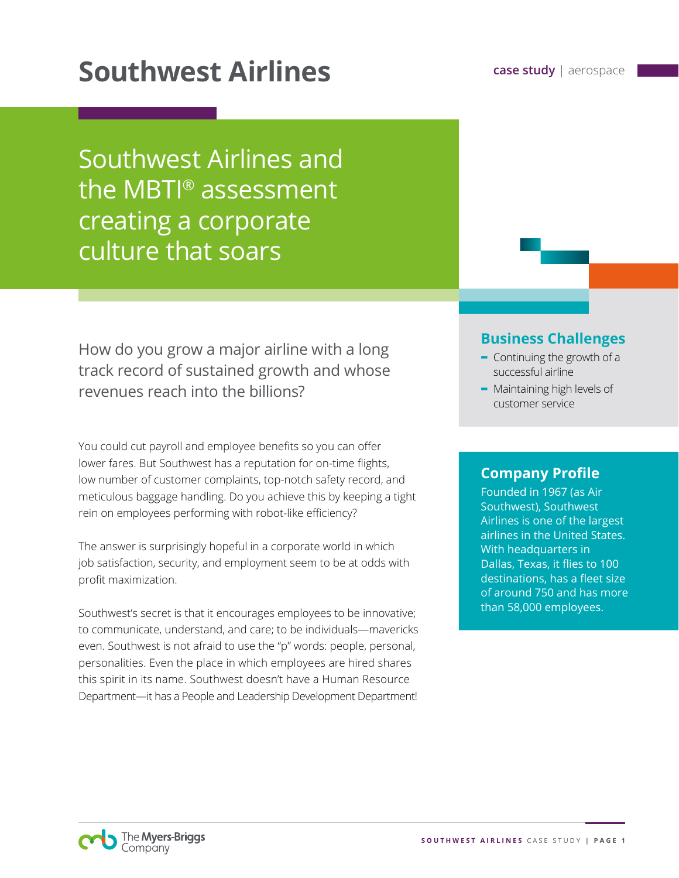# Southwest Airlines

**case study** | aerospace

## Southwest Airlines and the MBTI® assessment creating a corporate culture that soars

How do you grow a major airline with a long track record of sustained growth and whose revenues reach into the billions?

You could cut payroll and employee benefits so you can offer lower fares. But Southwest has a reputation for on-time flights, low number of customer complaints, top-notch safety record, and meticulous baggage handling. Do you achieve this by keeping a tight rein on employees performing with robot-like efficiency?

The answer is surprisingly hopeful in a corporate world in which job satisfaction, security, and employment seem to be at odds with profit maximization.

Southwest's secret is that it encourages employees to be innovative; to communicate, understand, and care; to be individuals—mavericks even. Southwest is not afraid to use the "p" words: people, personal, personalities. Even the place in which employees are hired shares this spirit in its name. Southwest doesn't have a Human Resource Department—it has a People and Leadership Development Department!

### Business Challenges

- Continuing the growth of a successful airline
- Maintaining high levels of customer service

### Company Profile

Founded in 1967 (as Air Southwest), Southwest Airlines is one of the largest airlines in the United States. With headquarters in Dallas, Texas, it flies to 100 destinations, has a fleet size of around 750 and has more than 58,000 employees.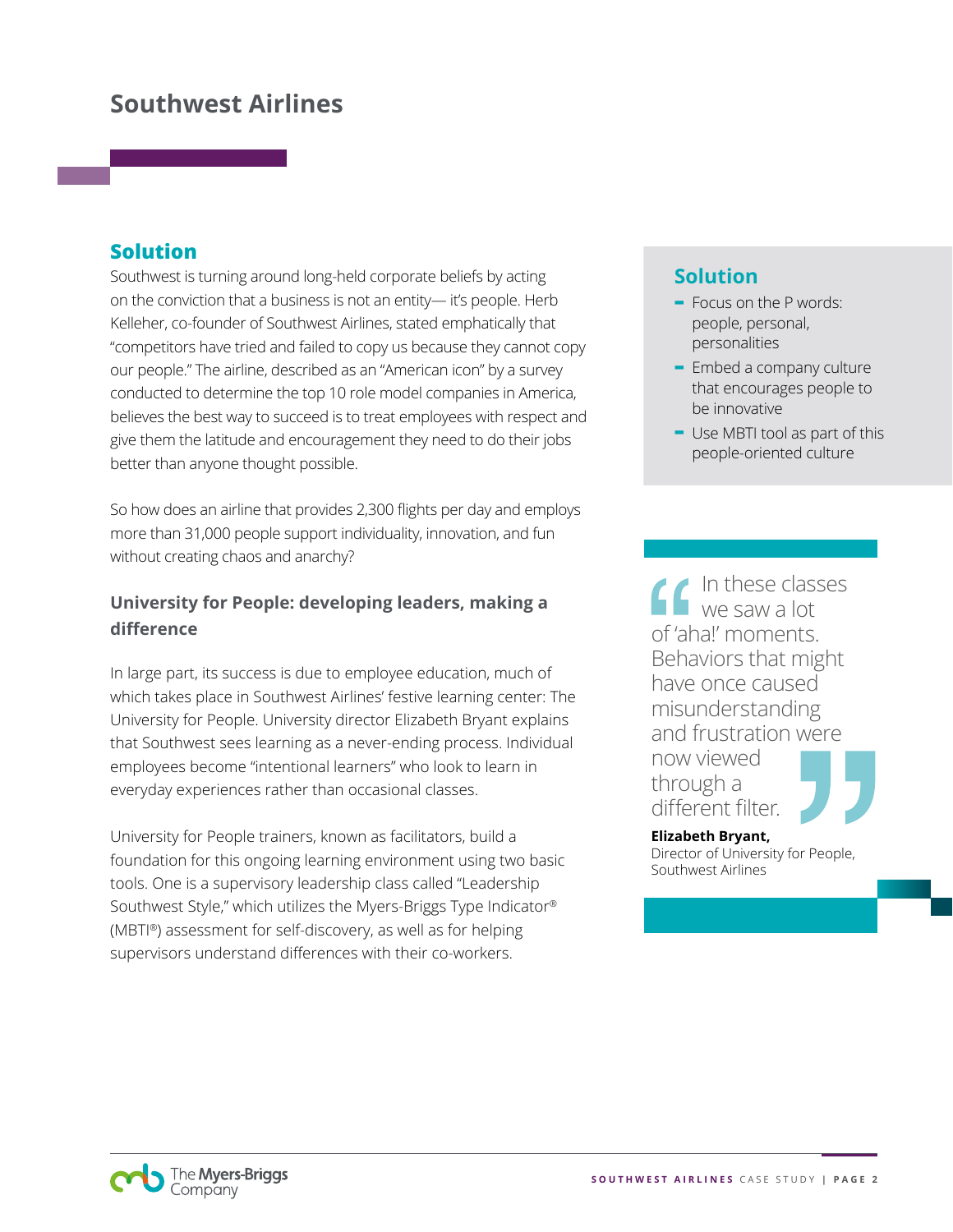# Southwest Airlines

## Solution

Southwest is turning around long-held corporate beliefs by acting on the conviction that a business is not an entity— it's people. Herb Kelleher, co-founder of Southwest Airlines, stated emphatically that "competitors have tried and failed to copy us because they cannot copy our people." The airline, described as an "American icon" by a survey conducted to determine the top 10 role model companies in America, believes the best way to succeed is to treat employees with respect and give them the latitude and encouragement they need to do their jobs better than anyone thought possible.

So how does an airline that provides 2,300 flights per day and employs more than 31,000 people support individuality, innovation, and fun without creating chaos and anarchy?

### University for People: developing leaders, making a difference

In large part, its success is due to employee education, much of which takes place in Southwest Airlines' festive learning center: The University for People. University director Elizabeth Bryant explains that Southwest sees learning as a never-ending process. Individual employees become "intentional learners" who look to learn in everyday experiences rather than occasional classes.

University for People trainers, known as facilitators, build a foundation for this ongoing learning environment using two basic tools. One is a supervisory leadership class called "Leadership Southwest Style," which utilizes the Myers-Briggs Type Indicator® (MBTI®) assessment for self-discovery, as well as for helping supervisors understand differences with their co-workers.

## Solution

- Focus on the P words: people, personal, personalities
- Embed a company culture that encourages people to be innovative
- Use MBTI tool as part of this people-oriented culture

> "In these classes we saw a lot of 'aha!' moments. Behaviors that might have once caused misunderstanding and frustration were now viewed through a different filter."
>
> **Elizabeth Bryant,**
> Director of University for People, Southwest Airlines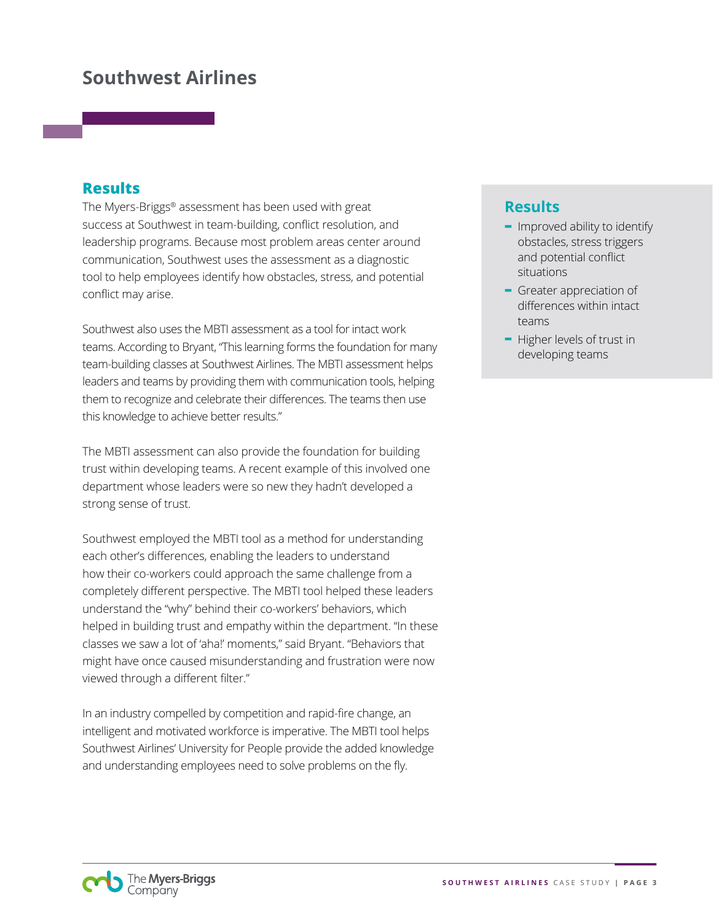# Southwest Airlines

## Results

The Myers-Briggs® assessment has been used with great success at Southwest in team-building, conflict resolution, and leadership programs. Because most problem areas center around communication, Southwest uses the assessment as a diagnostic tool to help employees identify how obstacles, stress, and potential conflict may arise.

Southwest also uses the MBTI assessment as a tool for intact work teams. According to Bryant, "This learning forms the foundation for many team-building classes at Southwest Airlines. The MBTI assessment helps leaders and teams by providing them with communication tools, helping them to recognize and celebrate their differences. The teams then use this knowledge to achieve better results."

The MBTI assessment can also provide the foundation for building trust within developing teams. A recent example of this involved one department whose leaders were so new they hadn't developed a strong sense of trust.

Southwest employed the MBTI tool as a method for understanding each other's differences, enabling the leaders to understand how their co-workers could approach the same challenge from a completely different perspective. The MBTI tool helped these leaders understand the "why" behind their co-workers' behaviors, which helped in building trust and empathy within the department. "In these classes we saw a lot of 'aha!' moments," said Bryant. "Behaviors that might have once caused misunderstanding and frustration were now viewed through a different filter."

In an industry compelled by competition and rapid-fire change, an intelligent and motivated workforce is imperative. The MBTI tool helps Southwest Airlines' University for People provide the added knowledge and understanding employees need to solve problems on the fly.

## Results

- Improved ability to identify obstacles, stress triggers and potential conflict situations
- Greater appreciation of differences within intact teams
- Higher levels of trust in developing teams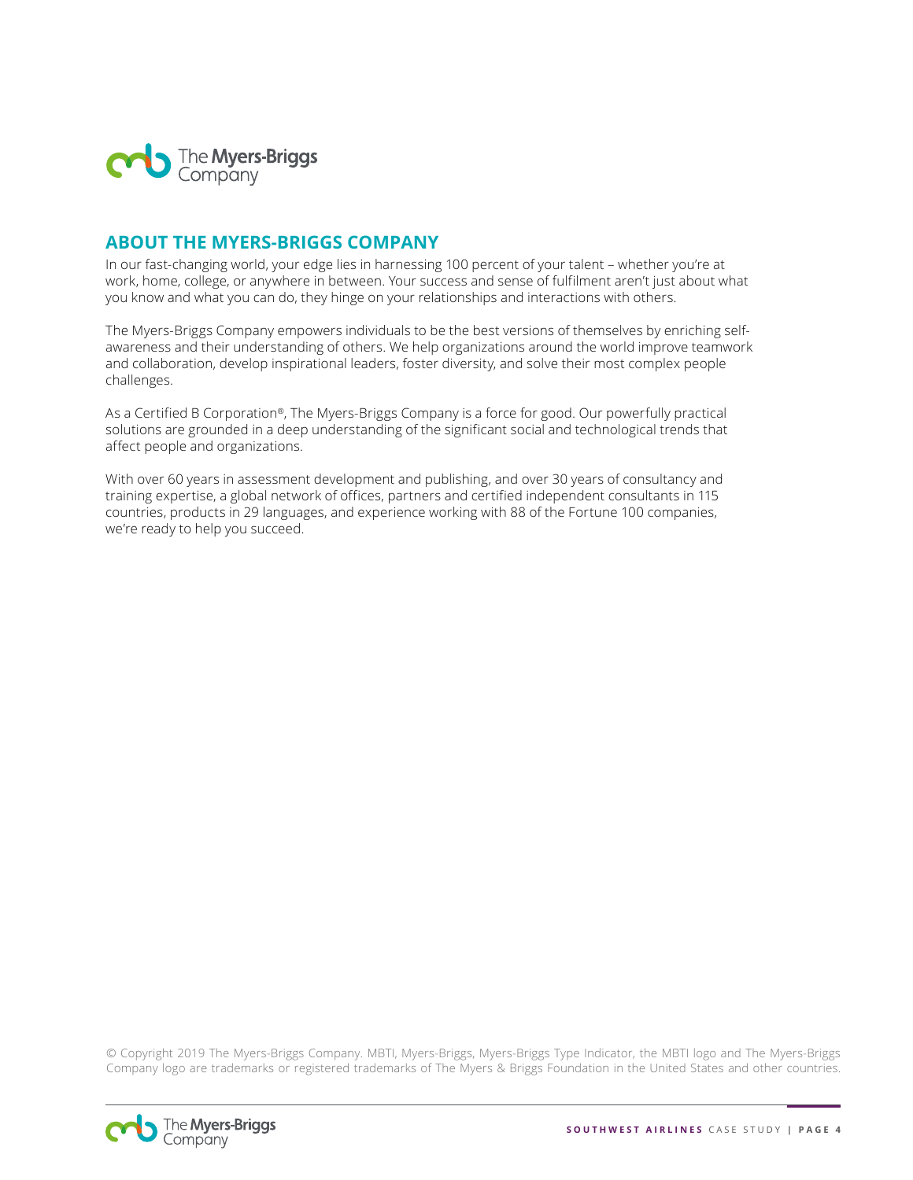## ABOUT THE MYERS-BRIGGS COMPANY

In our fast-changing world, your edge lies in harnessing 100 percent of your talent – whether you're at work, home, college, or anywhere in between. Your success and sense of fulfilment aren't just about what you know and what you can do, they hinge on your relationships and interactions with others.

The Myers-Briggs Company empowers individuals to be the best versions of themselves by enriching self-awareness and their understanding of others. We help organizations around the world improve teamwork and collaboration, develop inspirational leaders, foster diversity, and solve their most complex people challenges.

As a Certified B Corporation®, The Myers-Briggs Company is a force for good. Our powerfully practical solutions are grounded in a deep understanding of the significant social and technological trends that affect people and organizations.

With over 60 years in assessment development and publishing, and over 30 years of consultancy and training expertise, a global network of offices, partners and certified independent consultants in 115 countries, products in 29 languages, and experience working with 88 of the Fortune 100 companies, we're ready to help you succeed.

© Copyright 2019 The Myers-Briggs Company. MBTI, Myers-Briggs, Myers-Briggs Type Indicator, the MBTI logo and The Myers-Briggs Company logo are trademarks or registered trademarks of The Myers & Briggs Foundation in the United States and other countries.